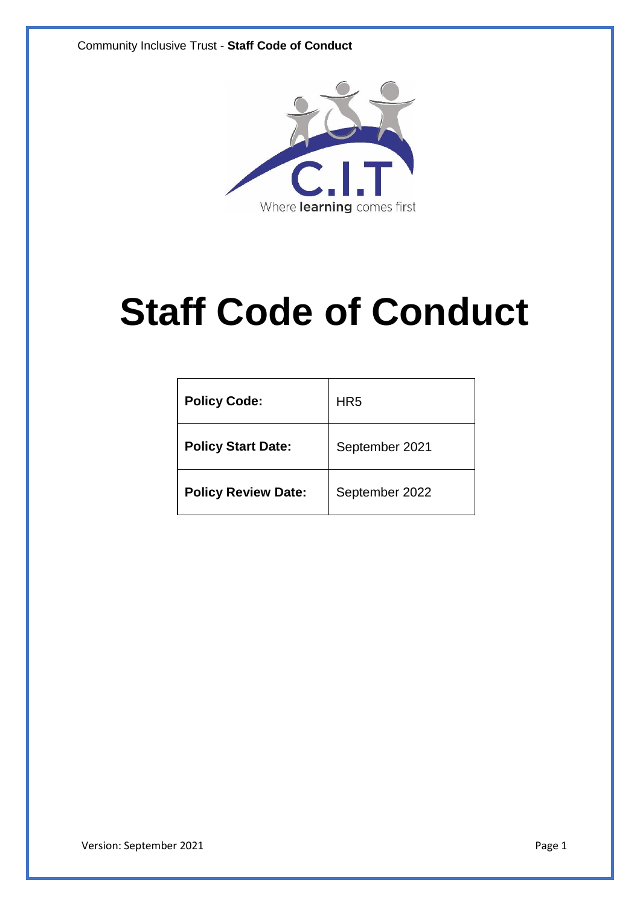# Staff Code of Conduct

| **Policy Code:** | HR5 |
|---|---|
| **Policy Start Date:** | September 2021 |
| **Policy Review Date:** | September 2022 |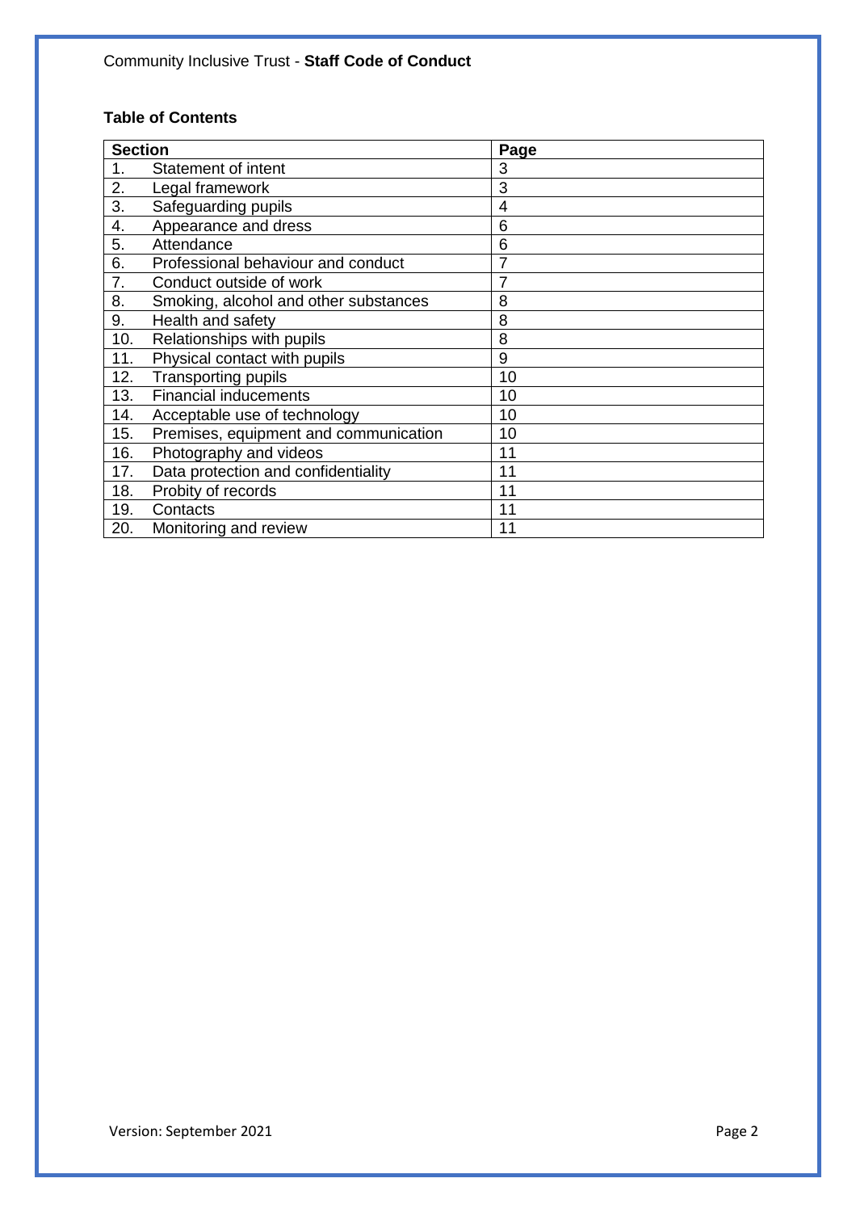**Table of Contents**

| Section | Page |
|---|---|
| 1. Statement of intent | 3 |
| 2. Legal framework | 3 |
| 3. Safeguarding pupils | 4 |
| 4. Appearance and dress | 6 |
| 5. Attendance | 6 |
| 6. Professional behaviour and conduct | 7 |
| 7. Conduct outside of work | 7 |
| 8. Smoking, alcohol and other substances | 8 |
| 9. Health and safety | 8 |
| 10. Relationships with pupils | 8 |
| 11. Physical contact with pupils | 9 |
| 12. Transporting pupils | 10 |
| 13. Financial inducements | 10 |
| 14. Acceptable use of technology | 10 |
| 15. Premises, equipment and communication | 10 |
| 16. Photography and videos | 11 |
| 17. Data protection and confidentiality | 11 |
| 18. Probity of records | 11 |
| 19. Contacts | 11 |
| 20. Monitoring and review | 11 |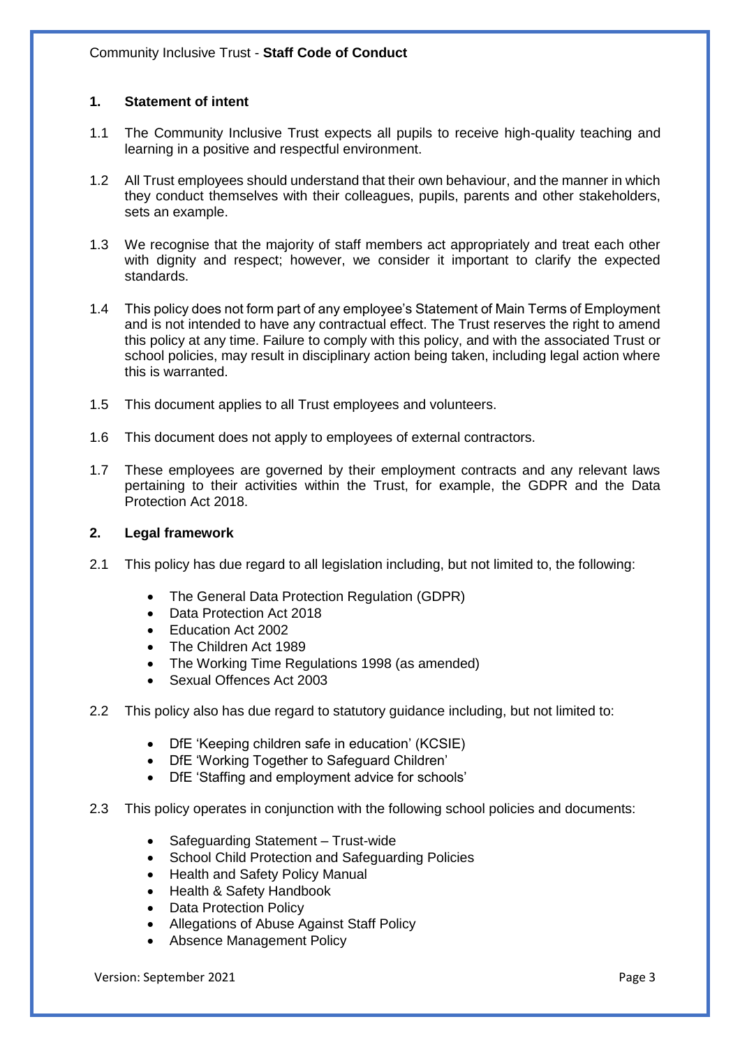## 1. Statement of intent

1.1 The Community Inclusive Trust expects all pupils to receive high-quality teaching and learning in a positive and respectful environment.

1.2 All Trust employees should understand that their own behaviour, and the manner in which they conduct themselves with their colleagues, pupils, parents and other stakeholders, sets an example.

1.3 We recognise that the majority of staff members act appropriately and treat each other with dignity and respect; however, we consider it important to clarify the expected standards.

1.4 This policy does not form part of any employee's Statement of Main Terms of Employment and is not intended to have any contractual effect. The Trust reserves the right to amend this policy at any time. Failure to comply with this policy, and with the associated Trust or school policies, may result in disciplinary action being taken, including legal action where this is warranted.

1.5 This document applies to all Trust employees and volunteers.

1.6 This document does not apply to employees of external contractors.

1.7 These employees are governed by their employment contracts and any relevant laws pertaining to their activities within the Trust, for example, the GDPR and the Data Protection Act 2018.

## 2. Legal framework

2.1 This policy has due regard to all legislation including, but not limited to, the following:

- The General Data Protection Regulation (GDPR)
- Data Protection Act 2018
- Education Act 2002
- The Children Act 1989
- The Working Time Regulations 1998 (as amended)
- Sexual Offences Act 2003

2.2 This policy also has due regard to statutory guidance including, but not limited to:

- DfE 'Keeping children safe in education' (KCSIE)
- DfE 'Working Together to Safeguard Children'
- DfE 'Staffing and employment advice for schools'

2.3 This policy operates in conjunction with the following school policies and documents:

- Safeguarding Statement – Trust-wide
- School Child Protection and Safeguarding Policies
- Health and Safety Policy Manual
- Health & Safety Handbook
- Data Protection Policy
- Allegations of Abuse Against Staff Policy
- Absence Management Policy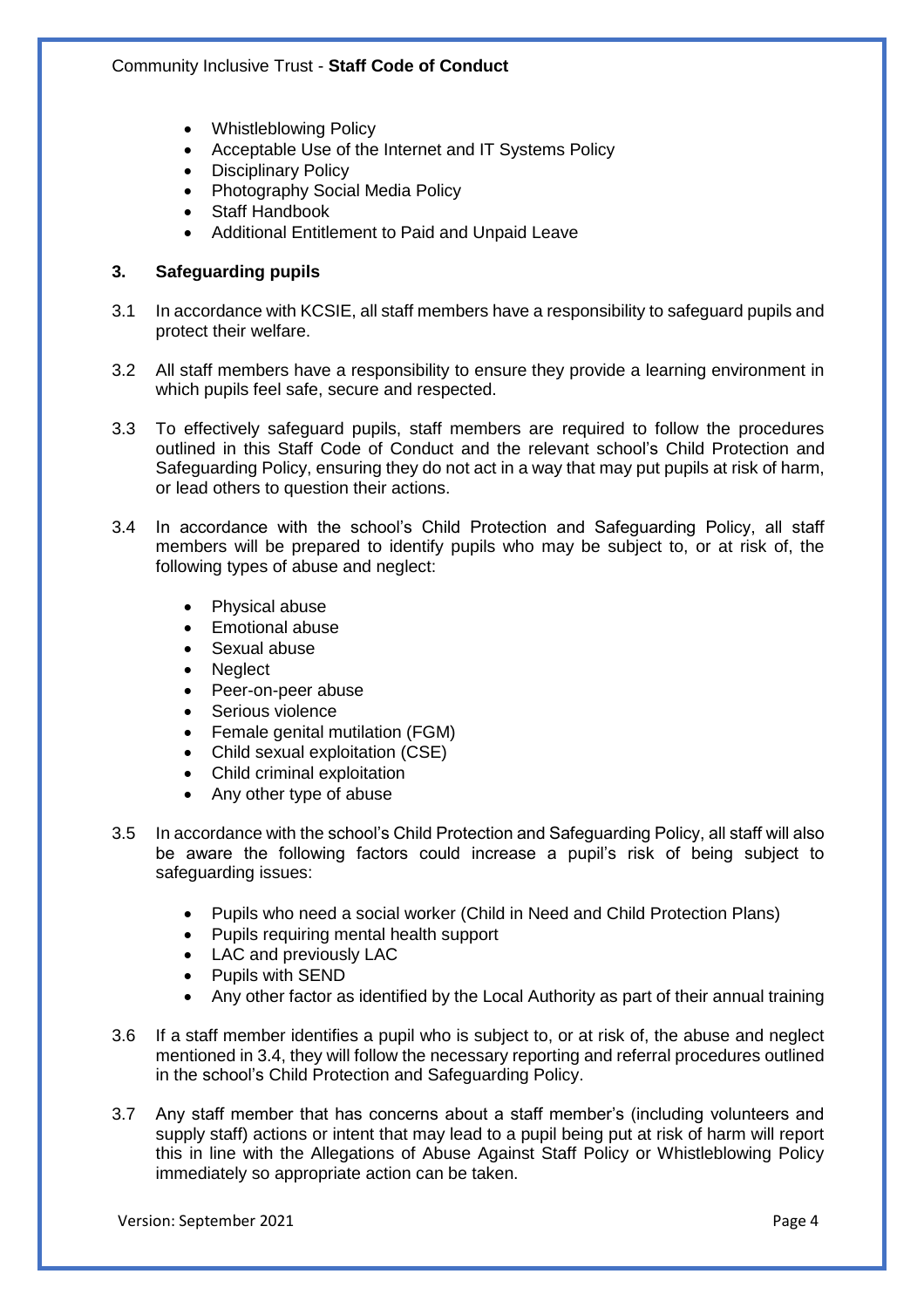- Whistleblowing Policy
- Acceptable Use of the Internet and IT Systems Policy
- Disciplinary Policy
- Photography Social Media Policy
- Staff Handbook
- Additional Entitlement to Paid and Unpaid Leave

## 3. Safeguarding pupils

3.1 In accordance with KCSIE, all staff members have a responsibility to safeguard pupils and protect their welfare.

3.2 All staff members have a responsibility to ensure they provide a learning environment in which pupils feel safe, secure and respected.

3.3 To effectively safeguard pupils, staff members are required to follow the procedures outlined in this Staff Code of Conduct and the relevant school's Child Protection and Safeguarding Policy, ensuring they do not act in a way that may put pupils at risk of harm, or lead others to question their actions.

3.4 In accordance with the school's Child Protection and Safeguarding Policy, all staff members will be prepared to identify pupils who may be subject to, or at risk of, the following types of abuse and neglect:

- Physical abuse
- Emotional abuse
- Sexual abuse
- Neglect
- Peer-on-peer abuse
- Serious violence
- Female genital mutilation (FGM)
- Child sexual exploitation (CSE)
- Child criminal exploitation
- Any other type of abuse

3.5 In accordance with the school's Child Protection and Safeguarding Policy, all staff will also be aware the following factors could increase a pupil's risk of being subject to safeguarding issues:

- Pupils who need a social worker (Child in Need and Child Protection Plans)
- Pupils requiring mental health support
- LAC and previously LAC
- Pupils with SEND
- Any other factor as identified by the Local Authority as part of their annual training

3.6 If a staff member identifies a pupil who is subject to, or at risk of, the abuse and neglect mentioned in 3.4, they will follow the necessary reporting and referral procedures outlined in the school's Child Protection and Safeguarding Policy.

3.7 Any staff member that has concerns about a staff member's (including volunteers and supply staff) actions or intent that may lead to a pupil being put at risk of harm will report this in line with the Allegations of Abuse Against Staff Policy or Whistleblowing Policy immediately so appropriate action can be taken.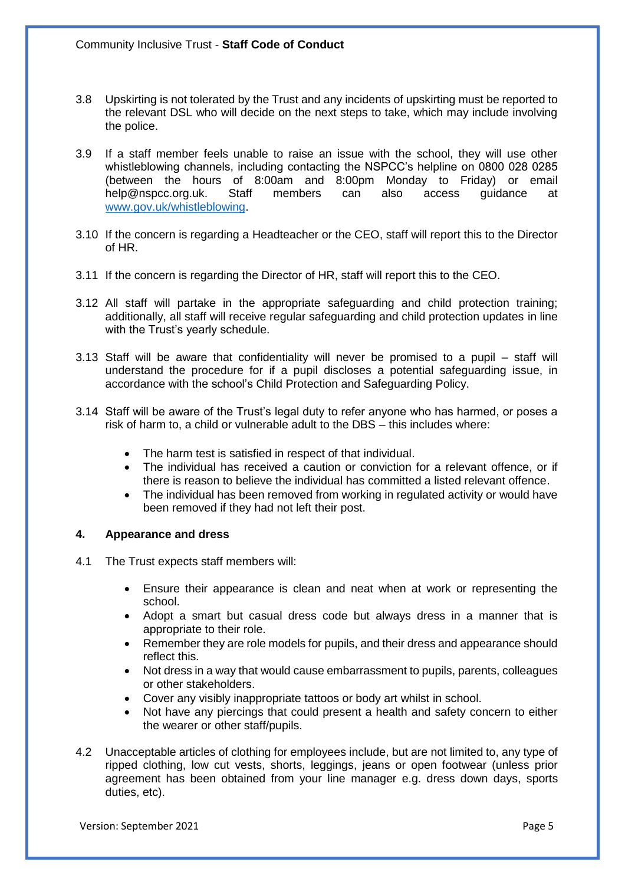3.8 Upskirting is not tolerated by the Trust and any incidents of upskirting must be reported to the relevant DSL who will decide on the next steps to take, which may include involving the police.

3.9 If a staff member feels unable to raise an issue with the school, they will use other whistleblowing channels, including contacting the NSPCC's helpline on 0800 028 0285 (between the hours of 8:00am and 8:00pm Monday to Friday) or email help@nspcc.org.uk. Staff members can also access guidance at [www.gov.uk/whistleblowing](www.gov.uk/whistleblowing).

3.10 If the concern is regarding a Headteacher or the CEO, staff will report this to the Director of HR.

3.11 If the concern is regarding the Director of HR, staff will report this to the CEO.

3.12 All staff will partake in the appropriate safeguarding and child protection training; additionally, all staff will receive regular safeguarding and child protection updates in line with the Trust's yearly schedule.

3.13 Staff will be aware that confidentiality will never be promised to a pupil – staff will understand the procedure for if a pupil discloses a potential safeguarding issue, in accordance with the school's Child Protection and Safeguarding Policy.

3.14 Staff will be aware of the Trust's legal duty to refer anyone who has harmed, or poses a risk of harm to, a child or vulnerable adult to the DBS – this includes where:

- The harm test is satisfied in respect of that individual.
- The individual has received a caution or conviction for a relevant offence, or if there is reason to believe the individual has committed a listed relevant offence.
- The individual has been removed from working in regulated activity or would have been removed if they had not left their post.

## 4. Appearance and dress

4.1 The Trust expects staff members will:

- Ensure their appearance is clean and neat when at work or representing the school.
- Adopt a smart but casual dress code but always dress in a manner that is appropriate to their role.
- Remember they are role models for pupils, and their dress and appearance should reflect this.
- Not dress in a way that would cause embarrassment to pupils, parents, colleagues or other stakeholders.
- Cover any visibly inappropriate tattoos or body art whilst in school.
- Not have any piercings that could present a health and safety concern to either the wearer or other staff/pupils.

4.2 Unacceptable articles of clothing for employees include, but are not limited to, any type of ripped clothing, low cut vests, shorts, leggings, jeans or open footwear (unless prior agreement has been obtained from your line manager e.g. dress down days, sports duties, etc).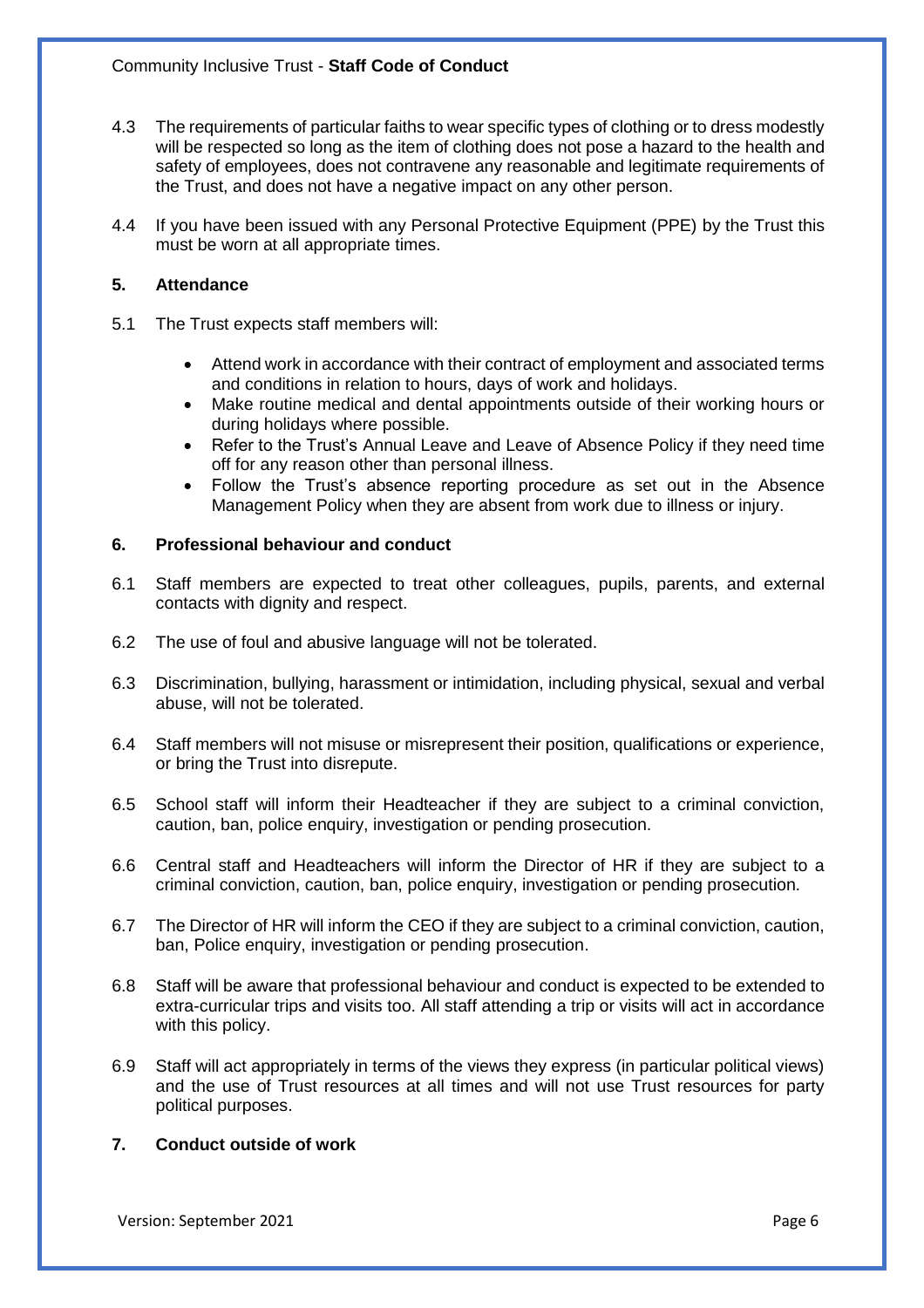4.3 The requirements of particular faiths to wear specific types of clothing or to dress modestly will be respected so long as the item of clothing does not pose a hazard to the health and safety of employees, does not contravene any reasonable and legitimate requirements of the Trust, and does not have a negative impact on any other person.

4.4 If you have been issued with any Personal Protective Equipment (PPE) by the Trust this must be worn at all appropriate times.

## 5. Attendance

5.1 The Trust expects staff members will:

- Attend work in accordance with their contract of employment and associated terms and conditions in relation to hours, days of work and holidays.
- Make routine medical and dental appointments outside of their working hours or during holidays where possible.
- Refer to the Trust's Annual Leave and Leave of Absence Policy if they need time off for any reason other than personal illness.
- Follow the Trust's absence reporting procedure as set out in the Absence Management Policy when they are absent from work due to illness or injury.

## 6. Professional behaviour and conduct

6.1 Staff members are expected to treat other colleagues, pupils, parents, and external contacts with dignity and respect.

6.2 The use of foul and abusive language will not be tolerated.

6.3 Discrimination, bullying, harassment or intimidation, including physical, sexual and verbal abuse, will not be tolerated.

6.4 Staff members will not misuse or misrepresent their position, qualifications or experience, or bring the Trust into disrepute.

6.5 School staff will inform their Headteacher if they are subject to a criminal conviction, caution, ban, police enquiry, investigation or pending prosecution.

6.6 Central staff and Headteachers will inform the Director of HR if they are subject to a criminal conviction, caution, ban, police enquiry, investigation or pending prosecution.

6.7 The Director of HR will inform the CEO if they are subject to a criminal conviction, caution, ban, Police enquiry, investigation or pending prosecution.

6.8 Staff will be aware that professional behaviour and conduct is expected to be extended to extra-curricular trips and visits too. All staff attending a trip or visits will act in accordance with this policy.

6.9 Staff will act appropriately in terms of the views they express (in particular political views) and the use of Trust resources at all times and will not use Trust resources for party political purposes.

## 7. Conduct outside of work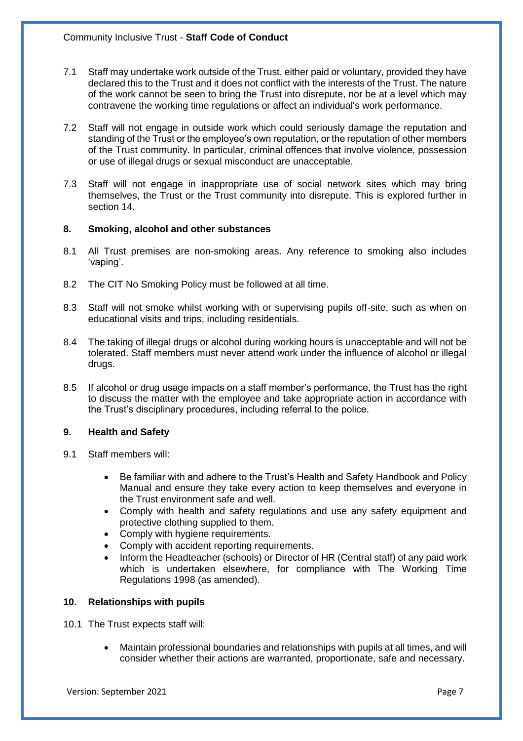7.1 Staff may undertake work outside of the Trust, either paid or voluntary, provided they have declared this to the Trust and it does not conflict with the interests of the Trust. The nature of the work cannot be seen to bring the Trust into disrepute, nor be at a level which may contravene the working time regulations or affect an individual's work performance.

7.2 Staff will not engage in outside work which could seriously damage the reputation and standing of the Trust or the employee's own reputation, or the reputation of other members of the Trust community. In particular, criminal offences that involve violence, possession or use of illegal drugs or sexual misconduct are unacceptable.

7.3 Staff will not engage in inappropriate use of social network sites which may bring themselves, the Trust or the Trust community into disrepute. This is explored further in section 14.

## 8. Smoking, alcohol and other substances

8.1 All Trust premises are non-smoking areas. Any reference to smoking also includes 'vaping'.

8.2 The CIT No Smoking Policy must be followed at all time.

8.3 Staff will not smoke whilst working with or supervising pupils off-site, such as when on educational visits and trips, including residentials.

8.4 The taking of illegal drugs or alcohol during working hours is unacceptable and will not be tolerated. Staff members must never attend work under the influence of alcohol or illegal drugs.

8.5 If alcohol or drug usage impacts on a staff member's performance, the Trust has the right to discuss the matter with the employee and take appropriate action in accordance with the Trust's disciplinary procedures, including referral to the police.

## 9. Health and Safety

9.1 Staff members will:

- Be familiar with and adhere to the Trust's Health and Safety Handbook and Policy Manual and ensure they take every action to keep themselves and everyone in the Trust environment safe and well.
- Comply with health and safety regulations and use any safety equipment and protective clothing supplied to them.
- Comply with hygiene requirements.
- Comply with accident reporting requirements.
- Inform the Headteacher (schools) or Director of HR (Central staff) of any paid work which is undertaken elsewhere, for compliance with The Working Time Regulations 1998 (as amended).

## 10. Relationships with pupils

10.1 The Trust expects staff will:

- Maintain professional boundaries and relationships with pupils at all times, and will consider whether their actions are warranted, proportionate, safe and necessary.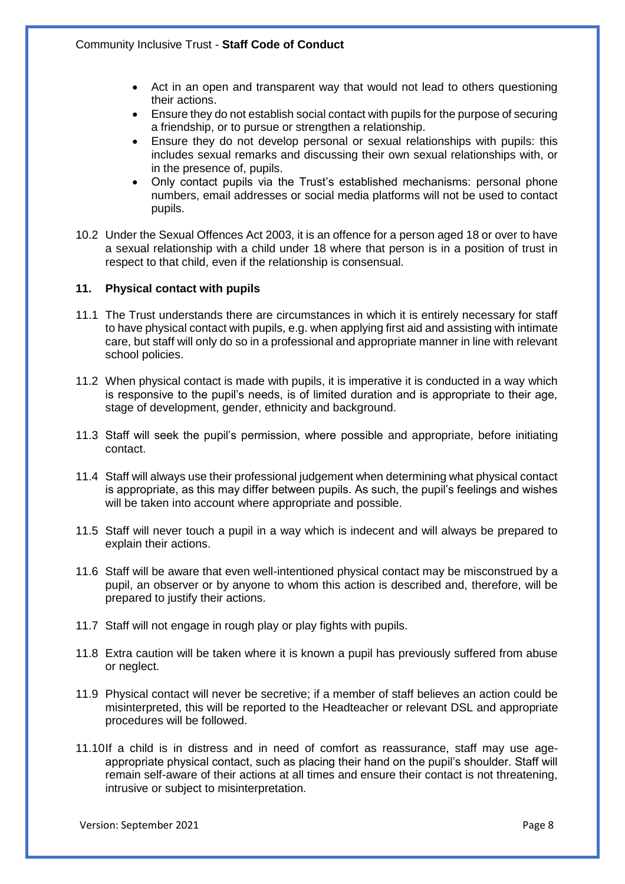- Act in an open and transparent way that would not lead to others questioning their actions.
- Ensure they do not establish social contact with pupils for the purpose of securing a friendship, or to pursue or strengthen a relationship.
- Ensure they do not develop personal or sexual relationships with pupils: this includes sexual remarks and discussing their own sexual relationships with, or in the presence of, pupils.
- Only contact pupils via the Trust's established mechanisms: personal phone numbers, email addresses or social media platforms will not be used to contact pupils.

10.2 Under the Sexual Offences Act 2003, it is an offence for a person aged 18 or over to have a sexual relationship with a child under 18 where that person is in a position of trust in respect to that child, even if the relationship is consensual.

### 11. Physical contact with pupils

11.1 The Trust understands there are circumstances in which it is entirely necessary for staff to have physical contact with pupils, e.g. when applying first aid and assisting with intimate care, but staff will only do so in a professional and appropriate manner in line with relevant school policies.

11.2 When physical contact is made with pupils, it is imperative it is conducted in a way which is responsive to the pupil's needs, is of limited duration and is appropriate to their age, stage of development, gender, ethnicity and background.

11.3 Staff will seek the pupil's permission, where possible and appropriate, before initiating contact.

11.4 Staff will always use their professional judgement when determining what physical contact is appropriate, as this may differ between pupils. As such, the pupil's feelings and wishes will be taken into account where appropriate and possible.

11.5 Staff will never touch a pupil in a way which is indecent and will always be prepared to explain their actions.

11.6 Staff will be aware that even well-intentioned physical contact may be misconstrued by a pupil, an observer or by anyone to whom this action is described and, therefore, will be prepared to justify their actions.

11.7 Staff will not engage in rough play or play fights with pupils.

11.8 Extra caution will be taken where it is known a pupil has previously suffered from abuse or neglect.

11.9 Physical contact will never be secretive; if a member of staff believes an action could be misinterpreted, this will be reported to the Headteacher or relevant DSL and appropriate procedures will be followed.

11.10 If a child is in distress and in need of comfort as reassurance, staff may use age-appropriate physical contact, such as placing their hand on the pupil's shoulder. Staff will remain self-aware of their actions at all times and ensure their contact is not threatening, intrusive or subject to misinterpretation.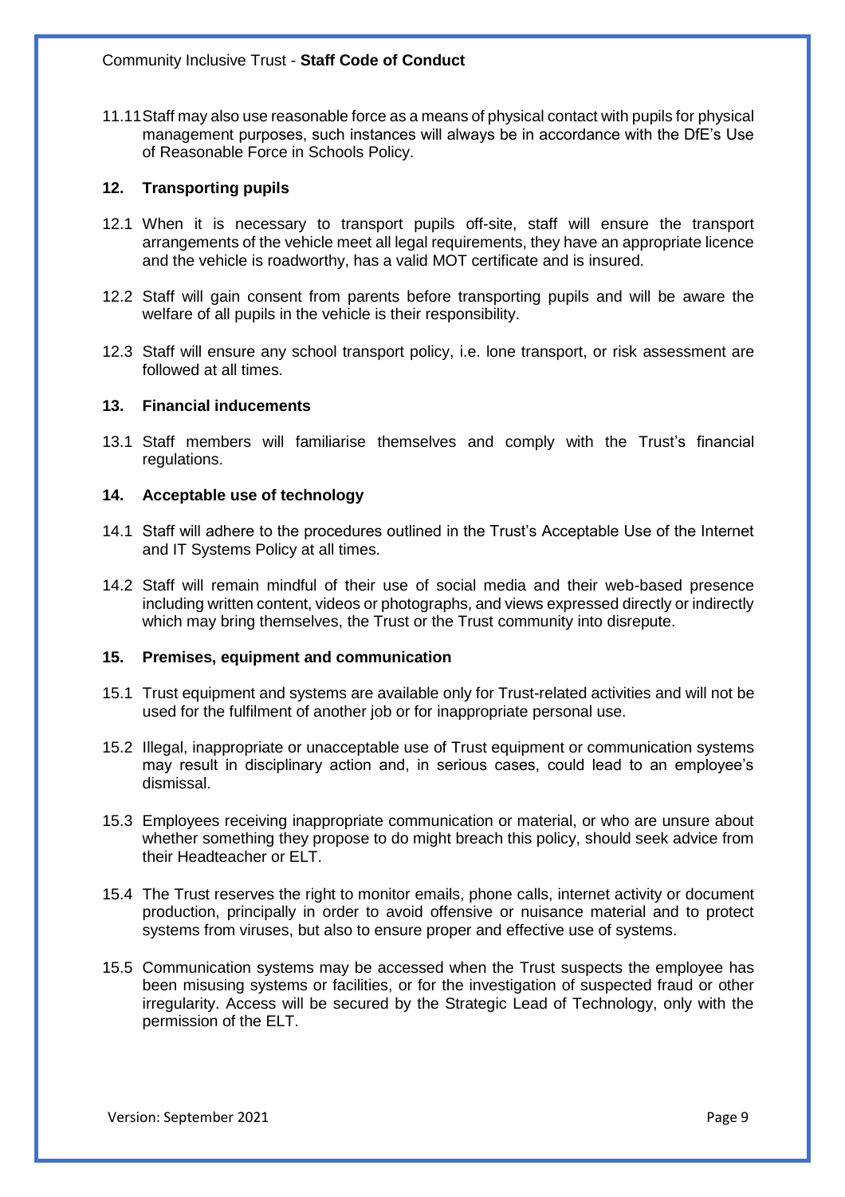11.11 Staff may also use reasonable force as a means of physical contact with pupils for physical management purposes, such instances will always be in accordance with the DfE's Use of Reasonable Force in Schools Policy.

## 12. Transporting pupils

12.1 When it is necessary to transport pupils off-site, staff will ensure the transport arrangements of the vehicle meet all legal requirements, they have an appropriate licence and the vehicle is roadworthy, has a valid MOT certificate and is insured.

12.2 Staff will gain consent from parents before transporting pupils and will be aware the welfare of all pupils in the vehicle is their responsibility.

12.3 Staff will ensure any school transport policy, i.e. lone transport, or risk assessment are followed at all times.

## 13. Financial inducements

13.1 Staff members will familiarise themselves and comply with the Trust's financial regulations.

## 14. Acceptable use of technology

14.1 Staff will adhere to the procedures outlined in the Trust's Acceptable Use of the Internet and IT Systems Policy at all times.

14.2 Staff will remain mindful of their use of social media and their web-based presence including written content, videos or photographs, and views expressed directly or indirectly which may bring themselves, the Trust or the Trust community into disrepute.

## 15. Premises, equipment and communication

15.1 Trust equipment and systems are available only for Trust-related activities and will not be used for the fulfilment of another job or for inappropriate personal use.

15.2 Illegal, inappropriate or unacceptable use of Trust equipment or communication systems may result in disciplinary action and, in serious cases, could lead to an employee's dismissal.

15.3 Employees receiving inappropriate communication or material, or who are unsure about whether something they propose to do might breach this policy, should seek advice from their Headteacher or ELT.

15.4 The Trust reserves the right to monitor emails, phone calls, internet activity or document production, principally in order to avoid offensive or nuisance material and to protect systems from viruses, but also to ensure proper and effective use of systems.

15.5 Communication systems may be accessed when the Trust suspects the employee has been misusing systems or facilities, or for the investigation of suspected fraud or other irregularity. Access will be secured by the Strategic Lead of Technology, only with the permission of the ELT.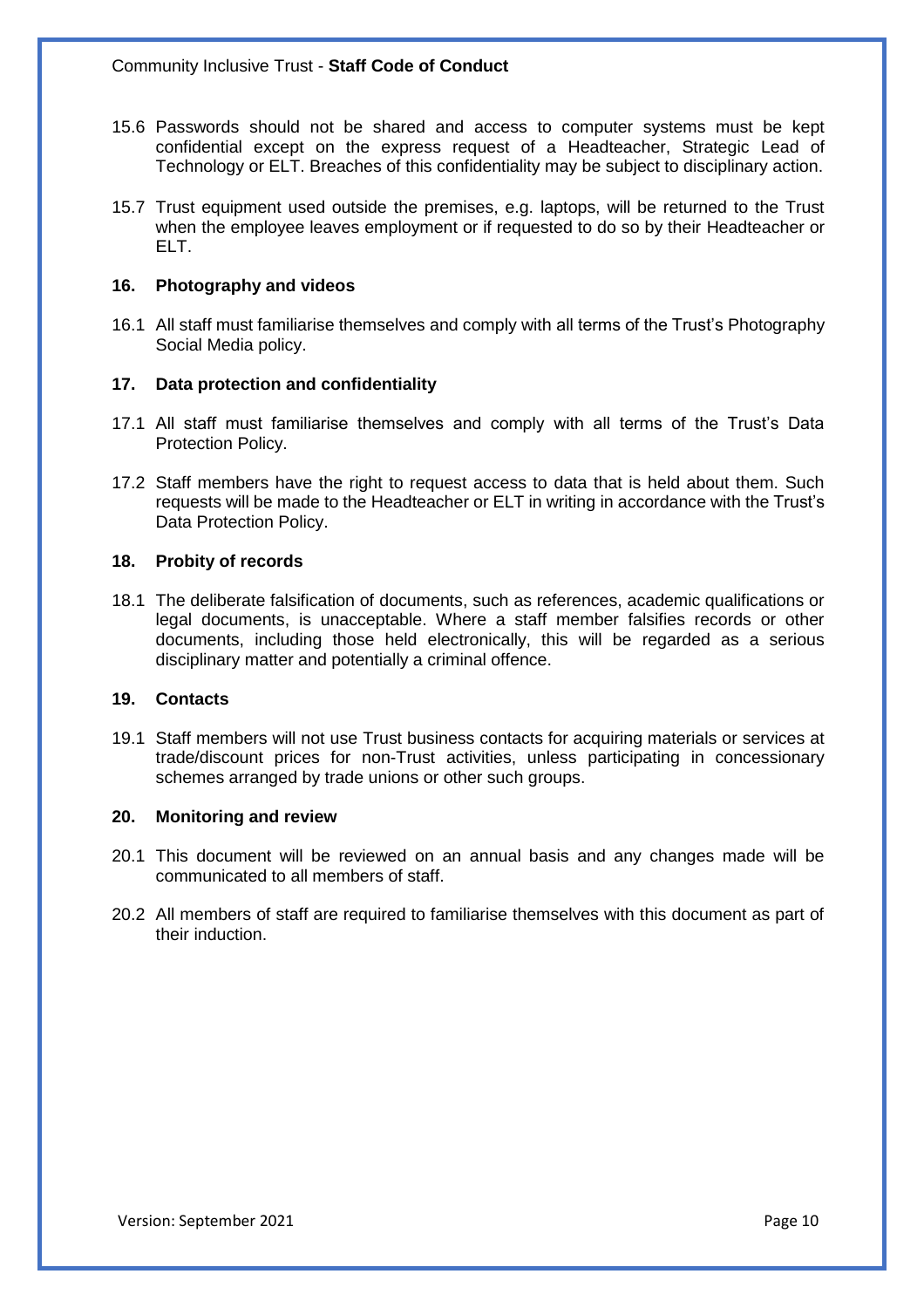15.6 Passwords should not be shared and access to computer systems must be kept confidential except on the express request of a Headteacher, Strategic Lead of Technology or ELT. Breaches of this confidentiality may be subject to disciplinary action.

15.7 Trust equipment used outside the premises, e.g. laptops, will be returned to the Trust when the employee leaves employment or if requested to do so by their Headteacher or ELT.

## 16. Photography and videos

16.1 All staff must familiarise themselves and comply with all terms of the Trust's Photography Social Media policy.

## 17. Data protection and confidentiality

17.1 All staff must familiarise themselves and comply with all terms of the Trust's Data Protection Policy.

17.2 Staff members have the right to request access to data that is held about them. Such requests will be made to the Headteacher or ELT in writing in accordance with the Trust's Data Protection Policy.

## 18. Probity of records

18.1 The deliberate falsification of documents, such as references, academic qualifications or legal documents, is unacceptable. Where a staff member falsifies records or other documents, including those held electronically, this will be regarded as a serious disciplinary matter and potentially a criminal offence.

## 19. Contacts

19.1 Staff members will not use Trust business contacts for acquiring materials or services at trade/discount prices for non-Trust activities, unless participating in concessionary schemes arranged by trade unions or other such groups.

## 20. Monitoring and review

20.1 This document will be reviewed on an annual basis and any changes made will be communicated to all members of staff.

20.2 All members of staff are required to familiarise themselves with this document as part of their induction.